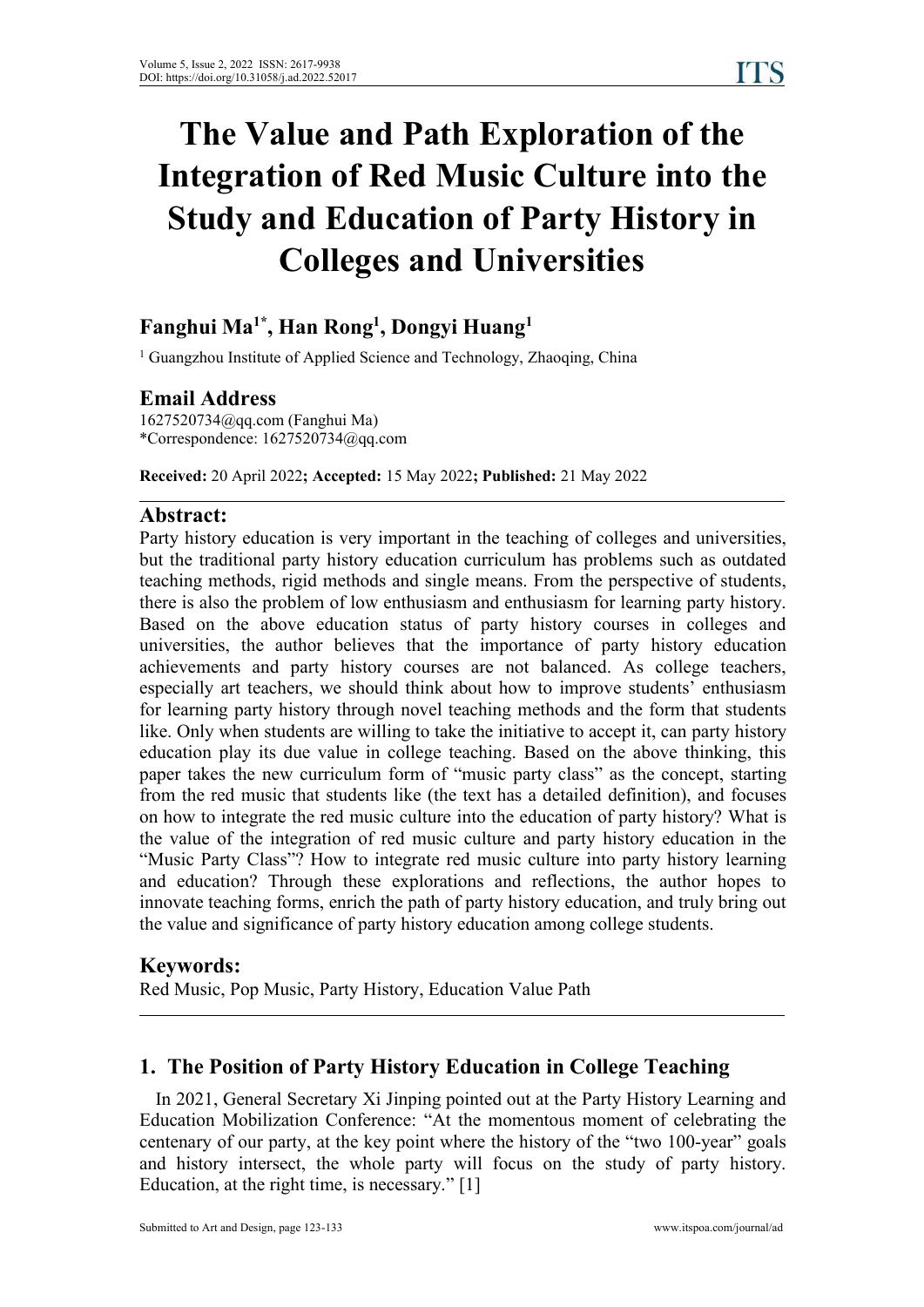# The Value and Path Exploration of the Integration of Red Music Culture into the Study and Education of Party History in Colleges and Universities

**Fanghui Ma[1*], Han Rong[1], Dongyi Huang[1]**

[1] Guangzhou Institute of Applied Science and Technology, Zhaoqing, China

## Email Address

1627520734@qq.com (Fanghui Ma)
*Correspondence: 1627520734@qq.com

**Received:** 20 April 2022**; Accepted:** 15 May 2022**; Published:** 21 May 2022

## Abstract:

Party history education is very important in the teaching of colleges and universities, but the traditional party history education curriculum has problems such as outdated teaching methods, rigid methods and single means. From the perspective of students, there is also the problem of low enthusiasm and enthusiasm for learning party history. Based on the above education status of party history courses in colleges and universities, the author believes that the importance of party history education achievements and party history courses are not balanced. As college teachers, especially art teachers, we should think about how to improve students' enthusiasm for learning party history through novel teaching methods and the form that students like. Only when students are willing to take the initiative to accept it, can party history education play its due value in college teaching. Based on the above thinking, this paper takes the new curriculum form of "music party class" as the concept, starting from the red music that students like (the text has a detailed definition), and focuses on how to integrate the red music culture into the education of party history? What is the value of the integration of red music culture and party history education in the "Music Party Class"? How to integrate red music culture into party history learning and education? Through these explorations and reflections, the author hopes to innovate teaching forms, enrich the path of party history education, and truly bring out the value and significance of party history education among college students.

## Keywords:

Red Music, Pop Music, Party History, Education Value Path

## 1. The Position of Party History Education in College Teaching

In 2021, General Secretary Xi Jinping pointed out at the Party History Learning and Education Mobilization Conference: "At the momentous moment of celebrating the centenary of our party, at the key point where the history of the "two 100-year" goals and history intersect, the whole party will focus on the study of party history. Education, at the right time, is necessary." [1]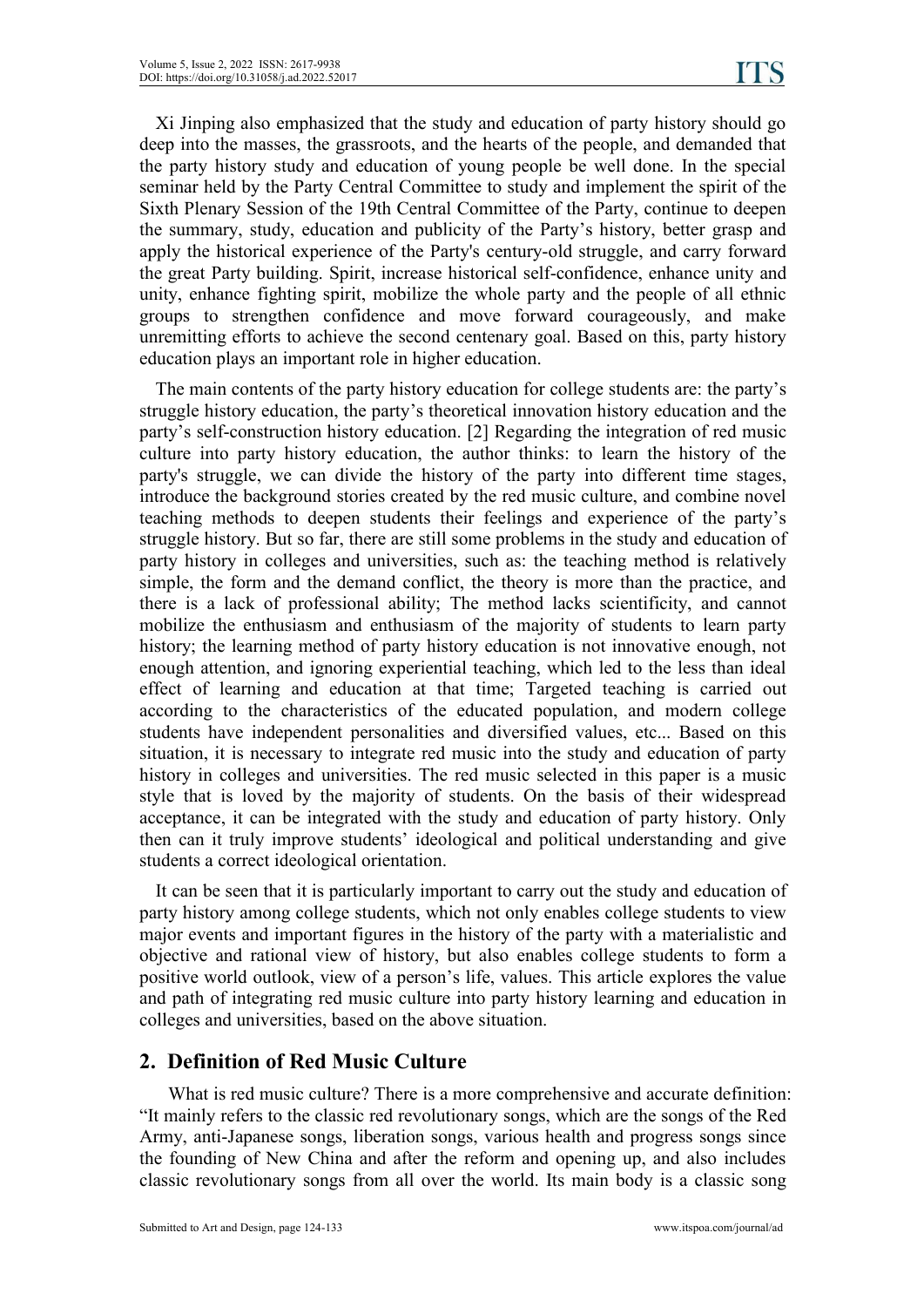Xi Jinping also emphasized that the study and education of party history should go deep into the masses, the grassroots, and the hearts of the people, and demanded that the party history study and education of young people be well done. In the special seminar held by the Party Central Committee to study and implement the spirit of the Sixth Plenary Session of the 19th Central Committee of the Party, continue to deepen the summary, study, education and publicity of the Party's history, better grasp and apply the historical experience of the Party's century-old struggle, and carry forward the great Party building. Spirit, increase historical self-confidence, enhance unity and unity, enhance fighting spirit, mobilize the whole party and the people of all ethnic groups to strengthen confidence and move forward courageously, and make unremitting efforts to achieve the second centenary goal. Based on this, party history education plays an important role in higher education.

The main contents of the party history education for college students are: the party's struggle history education, the party's theoretical innovation history education and the party's self-construction history education. [2] Regarding the integration of red music culture into party history education, the author thinks: to learn the history of the party's struggle, we can divide the history of the party into different time stages, introduce the background stories created by the red music culture, and combine novel teaching methods to deepen students their feelings and experience of the party's struggle history. But so far, there are still some problems in the study and education of party history in colleges and universities, such as: the teaching method is relatively simple, the form and the demand conflict, the theory is more than the practice, and there is a lack of professional ability; The method lacks scientificity, and cannot mobilize the enthusiasm and enthusiasm of the majority of students to learn party history; the learning method of party history education is not innovative enough, not enough attention, and ignoring experiential teaching, which led to the less than ideal effect of learning and education at that time; Targeted teaching is carried out according to the characteristics of the educated population, and modern college students have independent personalities and diversified values, etc... Based on this situation, it is necessary to integrate red music into the study and education of party history in colleges and universities. The red music selected in this paper is a music style that is loved by the majority of students. On the basis of their widespread acceptance, it can be integrated with the study and education of party history. Only then can it truly improve students' ideological and political understanding and give students a correct ideological orientation.

It can be seen that it is particularly important to carry out the study and education of party history among college students, which not only enables college students to view major events and important figures in the history of the party with a materialistic and objective and rational view of history, but also enables college students to form a positive world outlook, view of a person's life, values. This article explores the value and path of integrating red music culture into party history learning and education in colleges and universities, based on the above situation.

## 2. Definition of Red Music Culture

What is red music culture? There is a more comprehensive and accurate definition: "It mainly refers to the classic red revolutionary songs, which are the songs of the Red Army, anti-Japanese songs, liberation songs, various health and progress songs since the founding of New China and after the reform and opening up, and also includes classic revolutionary songs from all over the world. Its main body is a classic song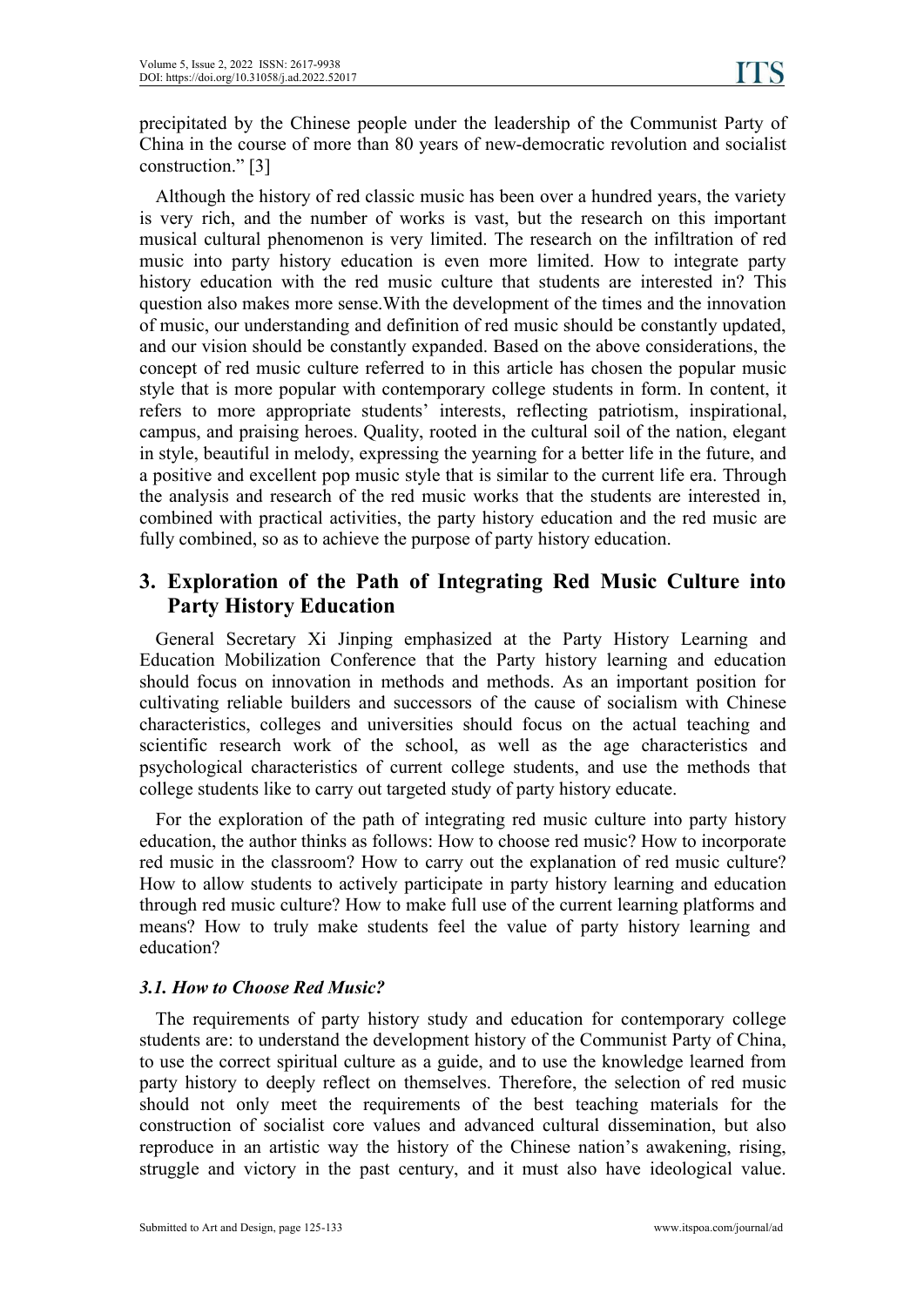precipitated by the Chinese people under the leadership of the Communist Party of China in the course of more than 80 years of new-democratic revolution and socialist construction." [3]

Although the history of red classic music has been over a hundred years, the variety is very rich, and the number of works is vast, but the research on this important musical cultural phenomenon is very limited. The research on the infiltration of red music into party history education is even more limited. How to integrate party history education with the red music culture that students are interested in? This question also makes more sense.With the development of the times and the innovation of music, our understanding and definition of red music should be constantly updated, and our vision should be constantly expanded. Based on the above considerations, the concept of red music culture referred to in this article has chosen the popular music style that is more popular with contemporary college students in form. In content, it refers to more appropriate students' interests, reflecting patriotism, inspirational, campus, and praising heroes. Quality, rooted in the cultural soil of the nation, elegant in style, beautiful in melody, expressing the yearning for a better life in the future, and a positive and excellent pop music style that is similar to the current life era. Through the analysis and research of the red music works that the students are interested in, combined with practical activities, the party history education and the red music are fully combined, so as to achieve the purpose of party history education.

## 3. Exploration of the Path of Integrating Red Music Culture into Party History Education

General Secretary Xi Jinping emphasized at the Party History Learning and Education Mobilization Conference that the Party history learning and education should focus on innovation in methods and methods. As an important position for cultivating reliable builders and successors of the cause of socialism with Chinese characteristics, colleges and universities should focus on the actual teaching and scientific research work of the school, as well as the age characteristics and psychological characteristics of current college students, and use the methods that college students like to carry out targeted study of party history educate.

For the exploration of the path of integrating red music culture into party history education, the author thinks as follows: How to choose red music? How to incorporate red music in the classroom? How to carry out the explanation of red music culture? How to allow students to actively participate in party history learning and education through red music culture? How to make full use of the current learning platforms and means? How to truly make students feel the value of party history learning and education?

### *3.1. How to Choose Red Music?*

The requirements of party history study and education for contemporary college students are: to understand the development history of the Communist Party of China, to use the correct spiritual culture as a guide, and to use the knowledge learned from party history to deeply reflect on themselves. Therefore, the selection of red music should not only meet the requirements of the best teaching materials for the construction of socialist core values and advanced cultural dissemination, but also reproduce in an artistic way the history of the Chinese nation's awakening, rising, struggle and victory in the past century, and it must also have ideological value.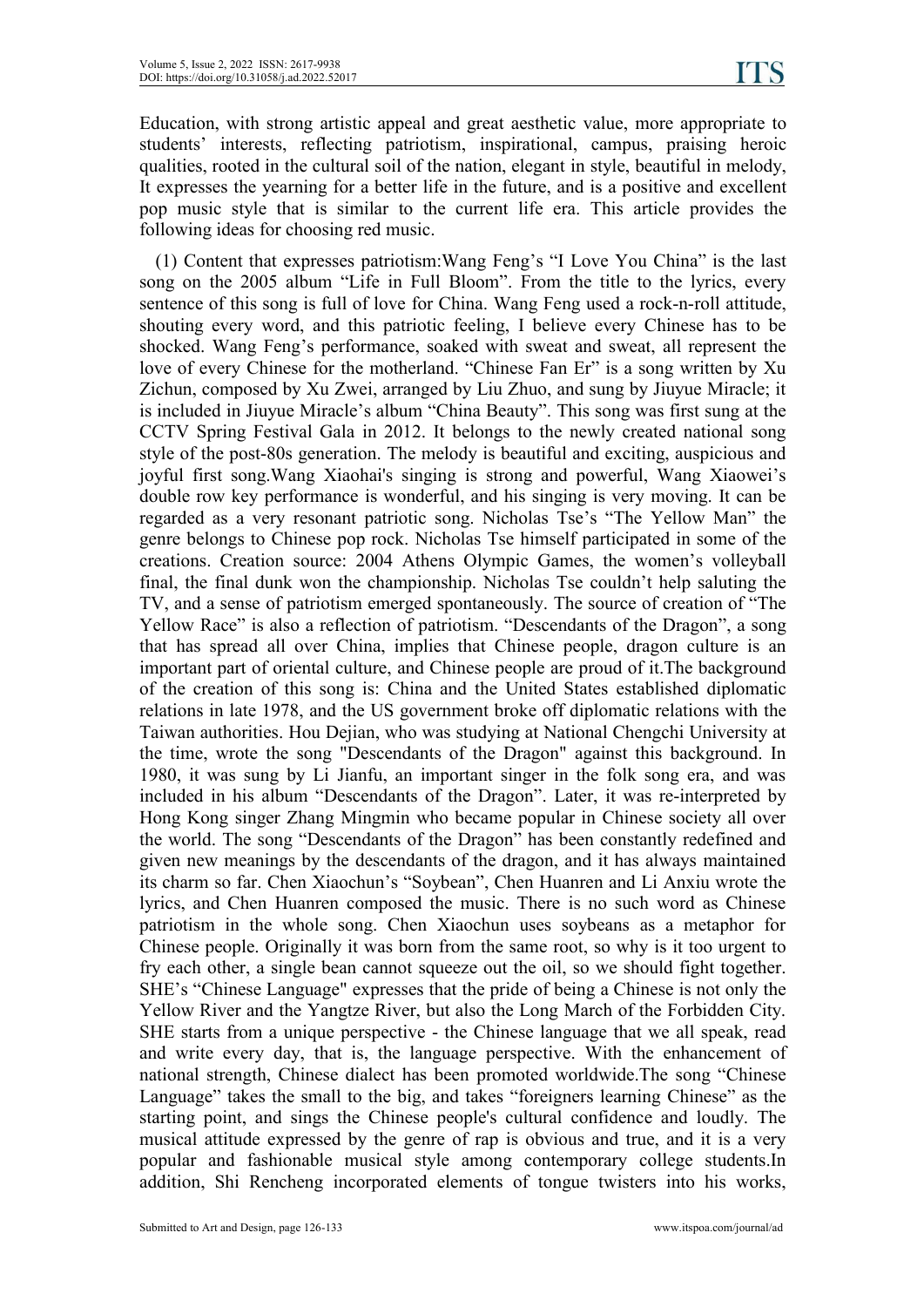Education, with strong artistic appeal and great aesthetic value, more appropriate to students' interests, reflecting patriotism, inspirational, campus, praising heroic qualities, rooted in the cultural soil of the nation, elegant in style, beautiful in melody, It expresses the yearning for a better life in the future, and is a positive and excellent pop music style that is similar to the current life era. This article provides the following ideas for choosing red music.

(1) Content that expresses patriotism:Wang Feng's "I Love You China" is the last song on the 2005 album "Life in Full Bloom". From the title to the lyrics, every sentence of this song is full of love for China. Wang Feng used a rock-n-roll attitude, shouting every word, and this patriotic feeling, I believe every Chinese has to be shocked. Wang Feng's performance, soaked with sweat and sweat, all represent the love of every Chinese for the motherland. "Chinese Fan Er" is a song written by Xu Zichun, composed by Xu Zwei, arranged by Liu Zhuo, and sung by Jiuyue Miracle; it is included in Jiuyue Miracle's album "China Beauty". This song was first sung at the CCTV Spring Festival Gala in 2012. It belongs to the newly created national song style of the post-80s generation. The melody is beautiful and exciting, auspicious and joyful first song.Wang Xiaohai's singing is strong and powerful, Wang Xiaowei's double row key performance is wonderful, and his singing is very moving. It can be regarded as a very resonant patriotic song. Nicholas Tse's "The Yellow Man" the genre belongs to Chinese pop rock. Nicholas Tse himself participated in some of the creations. Creation source: 2004 Athens Olympic Games, the women's volleyball final, the final dunk won the championship. Nicholas Tse couldn't help saluting the TV, and a sense of patriotism emerged spontaneously. The source of creation of "The Yellow Race" is also a reflection of patriotism. "Descendants of the Dragon", a song that has spread all over China, implies that Chinese people, dragon culture is an important part of oriental culture, and Chinese people are proud of it.The background of the creation of this song is: China and the United States established diplomatic relations in late 1978, and the US government broke off diplomatic relations with the Taiwan authorities. Hou Dejian, who was studying at National Chengchi University at the time, wrote the song "Descendants of the Dragon" against this background. In 1980, it was sung by Li Jianfu, an important singer in the folk song era, and was included in his album "Descendants of the Dragon". Later, it was re-interpreted by Hong Kong singer Zhang Mingmin who became popular in Chinese society all over the world. The song "Descendants of the Dragon" has been constantly redefined and given new meanings by the descendants of the dragon, and it has always maintained its charm so far. Chen Xiaochun's "Soybean", Chen Huanren and Li Anxiu wrote the lyrics, and Chen Huanren composed the music. There is no such word as Chinese patriotism in the whole song. Chen Xiaochun uses soybeans as a metaphor for Chinese people. Originally it was born from the same root, so why is it too urgent to fry each other, a single bean cannot squeeze out the oil, so we should fight together. SHE's "Chinese Language" expresses that the pride of being a Chinese is not only the Yellow River and the Yangtze River, but also the Long March of the Forbidden City. SHE starts from a unique perspective - the Chinese language that we all speak, read and write every day, that is, the language perspective. With the enhancement of national strength, Chinese dialect has been promoted worldwide.The song "Chinese Language" takes the small to the big, and takes "foreigners learning Chinese" as the starting point, and sings the Chinese people's cultural confidence and loudly. The musical attitude expressed by the genre of rap is obvious and true, and it is a very popular and fashionable musical style among contemporary college students.In addition, Shi Rencheng incorporated elements of tongue twisters into his works,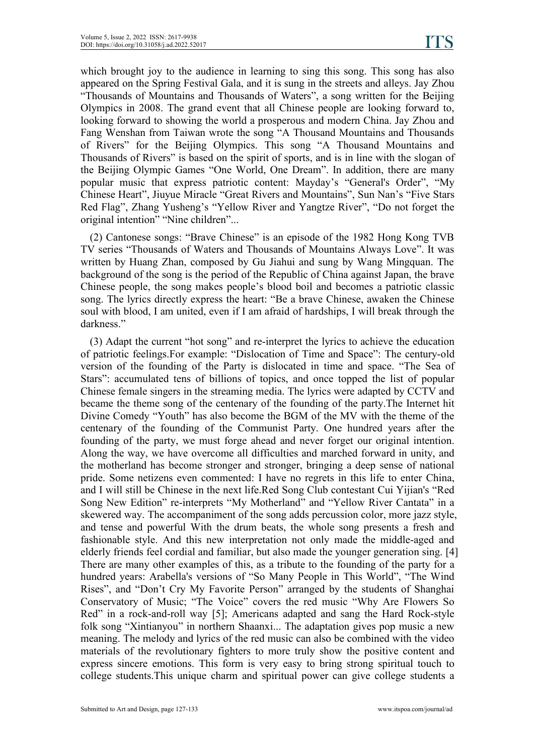which brought joy to the audience in learning to sing this song. This song has also appeared on the Spring Festival Gala, and it is sung in the streets and alleys. Jay Zhou "Thousands of Mountains and Thousands of Waters", a song written for the Beijing Olympics in 2008. The grand event that all Chinese people are looking forward to, looking forward to showing the world a prosperous and modern China. Jay Zhou and Fang Wenshan from Taiwan wrote the song "A Thousand Mountains and Thousands of Rivers" for the Beijing Olympics. This song "A Thousand Mountains and Thousands of Rivers" is based on the spirit of sports, and is in line with the slogan of the Beijing Olympic Games "One World, One Dream". In addition, there are many popular music that express patriotic content: Mayday's "General's Order", "My Chinese Heart", Jiuyue Miracle "Great Rivers and Mountains", Sun Nan's "Five Stars Red Flag", Zhang Yusheng's "Yellow River and Yangtze River", "Do not forget the original intention" "Nine children"...

(2) Cantonese songs: "Brave Chinese" is an episode of the 1982 Hong Kong TVB TV series "Thousands of Waters and Thousands of Mountains Always Love". It was written by Huang Zhan, composed by Gu Jiahui and sung by Wang Mingquan. The background of the song is the period of the Republic of China against Japan, the brave Chinese people, the song makes people's blood boil and becomes a patriotic classic song. The lyrics directly express the heart: "Be a brave Chinese, awaken the Chinese soul with blood, I am united, even if I am afraid of hardships, I will break through the darkness."

(3) Adapt the current "hot song" and re-interpret the lyrics to achieve the education of patriotic feelings.For example: "Dislocation of Time and Space": The century-old version of the founding of the Party is dislocated in time and space. "The Sea of Stars": accumulated tens of billions of topics, and once topped the list of popular Chinese female singers in the streaming media. The lyrics were adapted by CCTV and became the theme song of the centenary of the founding of the party.The Internet hit Divine Comedy "Youth" has also become the BGM of the MV with the theme of the centenary of the founding of the Communist Party. One hundred years after the founding of the party, we must forge ahead and never forget our original intention. Along the way, we have overcome all difficulties and marched forward in unity, and the motherland has become stronger and stronger, bringing a deep sense of national pride. Some netizens even commented: I have no regrets in this life to enter China, and I will still be Chinese in the next life.Red Song Club contestant Cui Yijian's "Red Song New Edition" re-interprets "My Motherland" and "Yellow River Cantata" in a skewered way. The accompaniment of the song adds percussion color, more jazz style, and tense and powerful With the drum beats, the whole song presents a fresh and fashionable style. And this new interpretation not only made the middle-aged and elderly friends feel cordial and familiar, but also made the younger generation sing. [4] There are many other examples of this, as a tribute to the founding of the party for a hundred years: Arabella's versions of "So Many People in This World", "The Wind Rises", and "Don't Cry My Favorite Person" arranged by the students of Shanghai Conservatory of Music; "The Voice" covers the red music "Why Are Flowers So Red" in a rock-and-roll way [5]; Americans adapted and sang the Hard Rock-style folk song "Xintianyou" in northern Shaanxi... The adaptation gives pop music a new meaning. The melody and lyrics of the red music can also be combined with the video materials of the revolutionary fighters to more truly show the positive content and express sincere emotions. This form is very easy to bring strong spiritual touch to college students.This unique charm and spiritual power can give college students a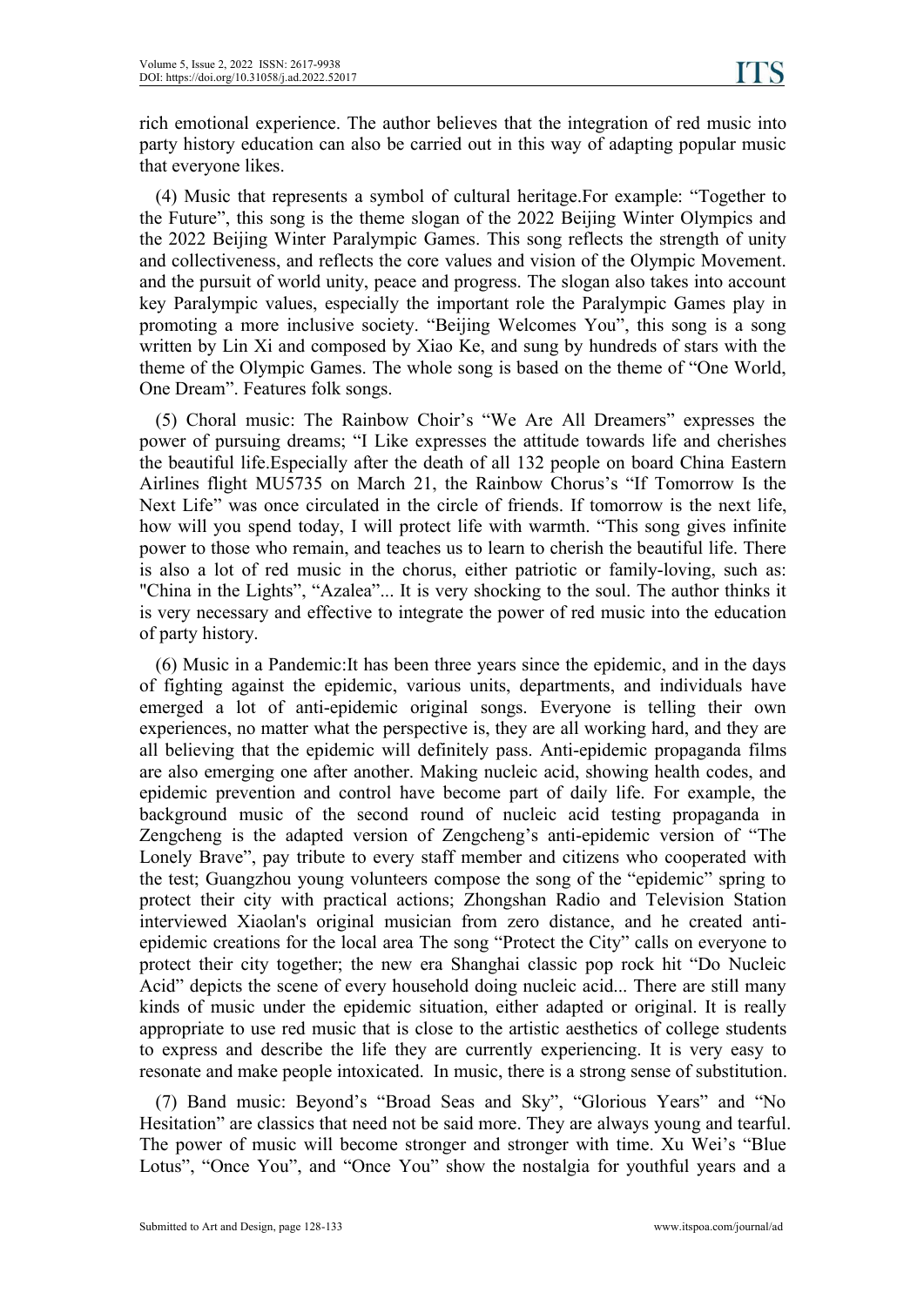rich emotional experience. The author believes that the integration of red music into party history education can also be carried out in this way of adapting popular music that everyone likes.

(4) Music that represents a symbol of cultural heritage.For example: "Together to the Future", this song is the theme slogan of the 2022 Beijing Winter Olympics and the 2022 Beijing Winter Paralympic Games. This song reflects the strength of unity and collectiveness, and reflects the core values and vision of the Olympic Movement. and the pursuit of world unity, peace and progress. The slogan also takes into account key Paralympic values, especially the important role the Paralympic Games play in promoting a more inclusive society. "Beijing Welcomes You", this song is a song written by Lin Xi and composed by Xiao Ke, and sung by hundreds of stars with the theme of the Olympic Games. The whole song is based on the theme of "One World, One Dream". Features folk songs.

(5) Choral music: The Rainbow Choir's "We Are All Dreamers" expresses the power of pursuing dreams; "I Like expresses the attitude towards life and cherishes the beautiful life.Especially after the death of all 132 people on board China Eastern Airlines flight MU5735 on March 21, the Rainbow Chorus's "If Tomorrow Is the Next Life" was once circulated in the circle of friends. If tomorrow is the next life, how will you spend today, I will protect life with warmth. "This song gives infinite power to those who remain, and teaches us to learn to cherish the beautiful life. There is also a lot of red music in the chorus, either patriotic or family-loving, such as: "China in the Lights", "Azalea"... It is very shocking to the soul. The author thinks it is very necessary and effective to integrate the power of red music into the education of party history.

(6) Music in a Pandemic:It has been three years since the epidemic, and in the days of fighting against the epidemic, various units, departments, and individuals have emerged a lot of anti-epidemic original songs. Everyone is telling their own experiences, no matter what the perspective is, they are all working hard, and they are all believing that the epidemic will definitely pass. Anti-epidemic propaganda films are also emerging one after another. Making nucleic acid, showing health codes, and epidemic prevention and control have become part of daily life. For example, the background music of the second round of nucleic acid testing propaganda in Zengcheng is the adapted version of Zengcheng's anti-epidemic version of "The Lonely Brave", pay tribute to every staff member and citizens who cooperated with the test; Guangzhou young volunteers compose the song of the "epidemic" spring to protect their city with practical actions; Zhongshan Radio and Television Station interviewed Xiaolan's original musician from zero distance, and he created anti-epidemic creations for the local area The song "Protect the City" calls on everyone to protect their city together; the new era Shanghai classic pop rock hit "Do Nucleic Acid" depicts the scene of every household doing nucleic acid... There are still many kinds of music under the epidemic situation, either adapted or original. It is really appropriate to use red music that is close to the artistic aesthetics of college students to express and describe the life they are currently experiencing. It is very easy to resonate and make people intoxicated. In music, there is a strong sense of substitution.

(7) Band music: Beyond's "Broad Seas and Sky", "Glorious Years" and "No Hesitation" are classics that need not be said more. They are always young and tearful. The power of music will become stronger and stronger with time. Xu Wei's "Blue Lotus", "Once You", and "Once You" show the nostalgia for youthful years and a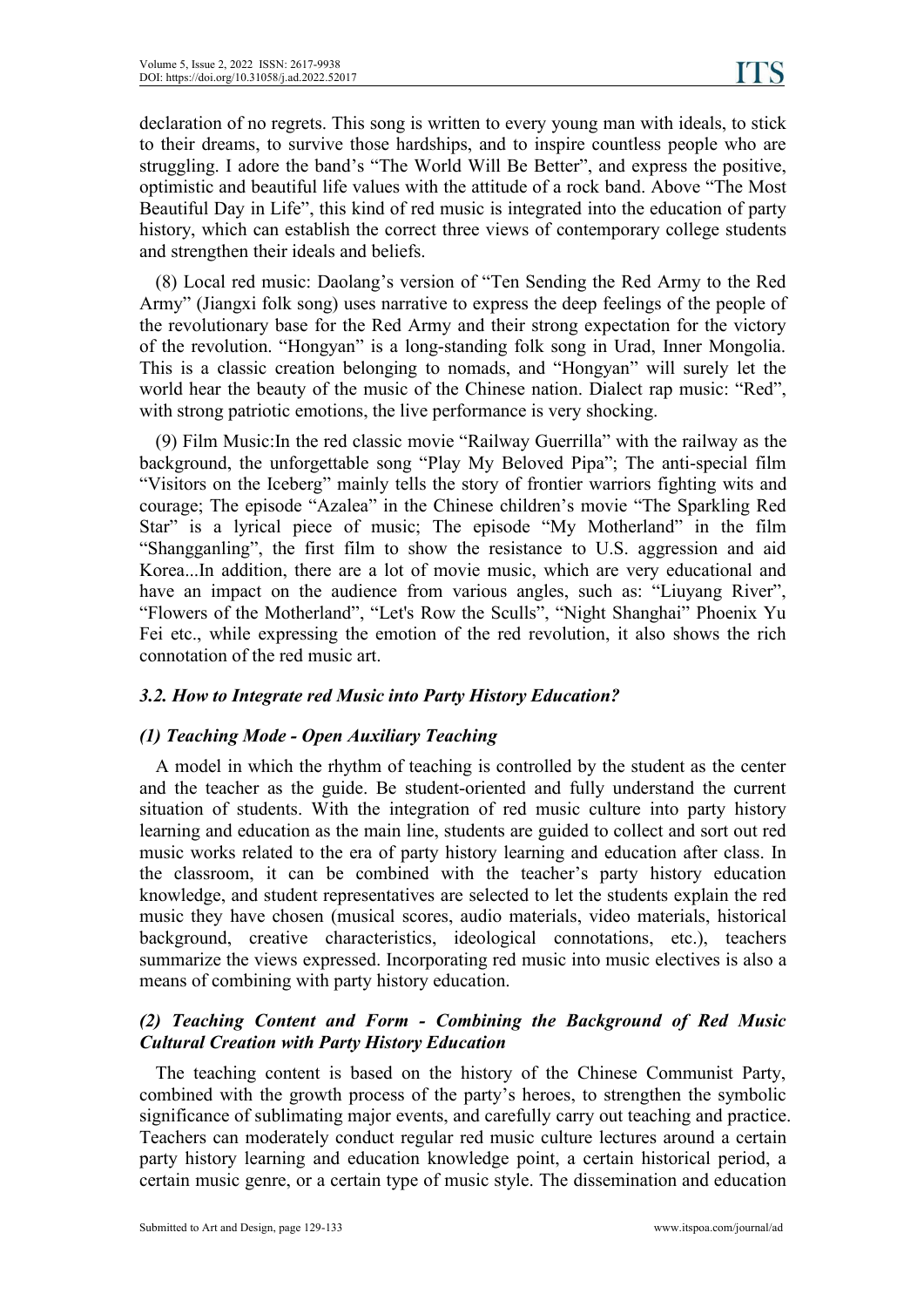declaration of no regrets. This song is written to every young man with ideals, to stick to their dreams, to survive those hardships, and to inspire countless people who are struggling. I adore the band's "The World Will Be Better", and express the positive, optimistic and beautiful life values with the attitude of a rock band. Above "The Most Beautiful Day in Life", this kind of red music is integrated into the education of party history, which can establish the correct three views of contemporary college students and strengthen their ideals and beliefs.

(8) Local red music: Daolang's version of "Ten Sending the Red Army to the Red Army" (Jiangxi folk song) uses narrative to express the deep feelings of the people of the revolutionary base for the Red Army and their strong expectation for the victory of the revolution. "Hongyan" is a long-standing folk song in Urad, Inner Mongolia. This is a classic creation belonging to nomads, and "Hongyan" will surely let the world hear the beauty of the music of the Chinese nation. Dialect rap music: "Red", with strong patriotic emotions, the live performance is very shocking.

(9) Film Music:In the red classic movie "Railway Guerrilla" with the railway as the background, the unforgettable song "Play My Beloved Pipa"; The anti-special film "Visitors on the Iceberg" mainly tells the story of frontier warriors fighting wits and courage; The episode "Azalea" in the Chinese children's movie "The Sparkling Red Star" is a lyrical piece of music; The episode "My Motherland" in the film "Shangganling", the first film to show the resistance to U.S. aggression and aid Korea...In addition, there are a lot of movie music, which are very educational and have an impact on the audience from various angles, such as: "Liuyang River", "Flowers of the Motherland", "Let's Row the Sculls", "Night Shanghai" Phoenix Yu Fei etc., while expressing the emotion of the red revolution, it also shows the rich connotation of the red music art.

### *3.2. How to Integrate red Music into Party History Education?*

#### *(1) Teaching Mode - Open Auxiliary Teaching*

A model in which the rhythm of teaching is controlled by the student as the center and the teacher as the guide. Be student-oriented and fully understand the current situation of students. With the integration of red music culture into party history learning and education as the main line, students are guided to collect and sort out red music works related to the era of party history learning and education after class. In the classroom, it can be combined with the teacher's party history education knowledge, and student representatives are selected to let the students explain the red music they have chosen (musical scores, audio materials, video materials, historical background, creative characteristics, ideological connotations, etc.), teachers summarize the views expressed. Incorporating red music into music electives is also a means of combining with party history education.

#### *(2) Teaching Content and Form - Combining the Background of Red Music Cultural Creation with Party History Education*

The teaching content is based on the history of the Chinese Communist Party, combined with the growth process of the party's heroes, to strengthen the symbolic significance of sublimating major events, and carefully carry out teaching and practice. Teachers can moderately conduct regular red music culture lectures around a certain party history learning and education knowledge point, a certain historical period, a certain music genre, or a certain type of music style. The dissemination and education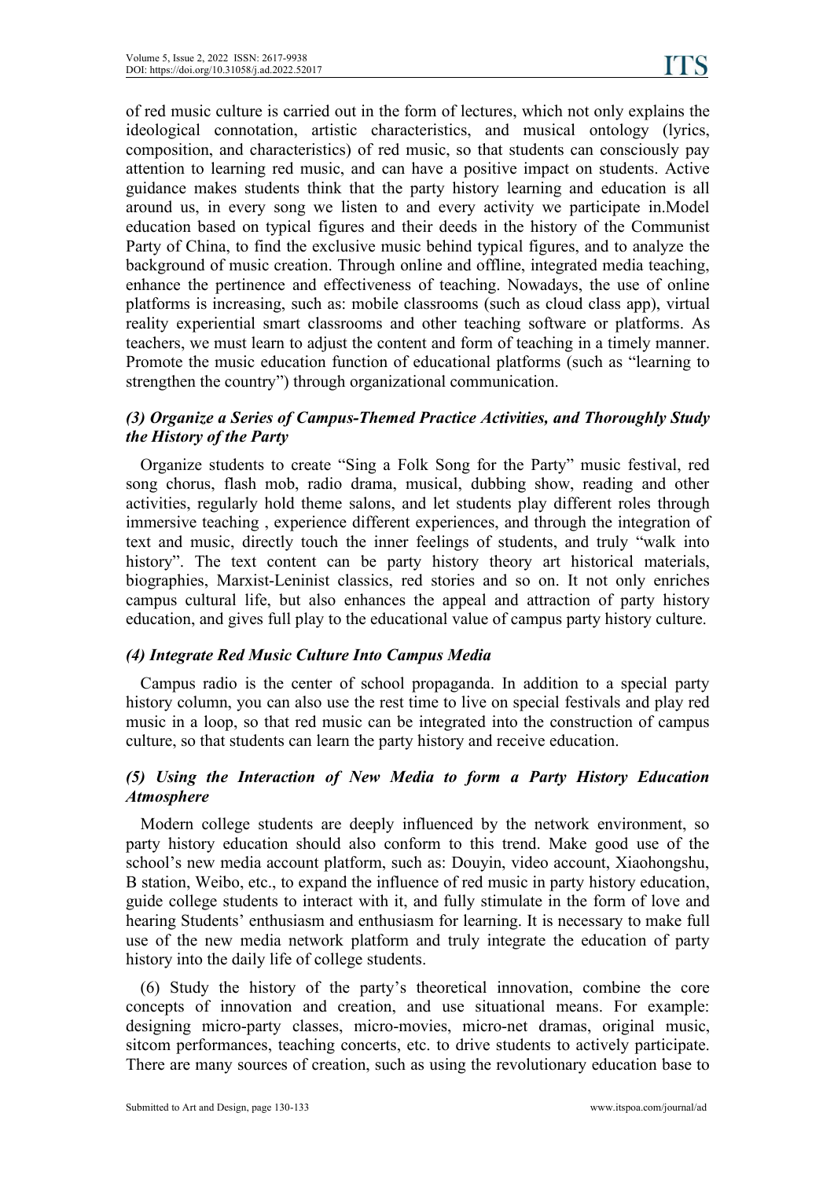of red music culture is carried out in the form of lectures, which not only explains the ideological connotation, artistic characteristics, and musical ontology (lyrics, composition, and characteristics) of red music, so that students can consciously pay attention to learning red music, and can have a positive impact on students. Active guidance makes students think that the party history learning and education is all around us, in every song we listen to and every activity we participate in.Model education based on typical figures and their deeds in the history of the Communist Party of China, to find the exclusive music behind typical figures, and to analyze the background of music creation. Through online and offline, integrated media teaching, enhance the pertinence and effectiveness of teaching. Nowadays, the use of online platforms is increasing, such as: mobile classrooms (such as cloud class app), virtual reality experiential smart classrooms and other teaching software or platforms. As teachers, we must learn to adjust the content and form of teaching in a timely manner. Promote the music education function of educational platforms (such as "learning to strengthen the country") through organizational communication.

### *(3) Organize a Series of Campus-Themed Practice Activities, and Thoroughly Study the History of the Party*

Organize students to create "Sing a Folk Song for the Party" music festival, red song chorus, flash mob, radio drama, musical, dubbing show, reading and other activities, regularly hold theme salons, and let students play different roles through immersive teaching , experience different experiences, and through the integration of text and music, directly touch the inner feelings of students, and truly "walk into history". The text content can be party history theory art historical materials, biographies, Marxist-Leninist classics, red stories and so on. It not only enriches campus cultural life, but also enhances the appeal and attraction of party history education, and gives full play to the educational value of campus party history culture.

### *(4) Integrate Red Music Culture Into Campus Media*

Campus radio is the center of school propaganda. In addition to a special party history column, you can also use the rest time to live on special festivals and play red music in a loop, so that red music can be integrated into the construction of campus culture, so that students can learn the party history and receive education.

### *(5) Using the Interaction of New Media to form a Party History Education Atmosphere*

Modern college students are deeply influenced by the network environment, so party history education should also conform to this trend. Make good use of the school's new media account platform, such as: Douyin, video account, Xiaohongshu, B station, Weibo, etc., to expand the influence of red music in party history education, guide college students to interact with it, and fully stimulate in the form of love and hearing Students' enthusiasm and enthusiasm for learning. It is necessary to make full use of the new media network platform and truly integrate the education of party history into the daily life of college students.

(6) Study the history of the party's theoretical innovation, combine the core concepts of innovation and creation, and use situational means. For example: designing micro-party classes, micro-movies, micro-net dramas, original music, sitcom performances, teaching concerts, etc. to drive students to actively participate. There are many sources of creation, such as using the revolutionary education base to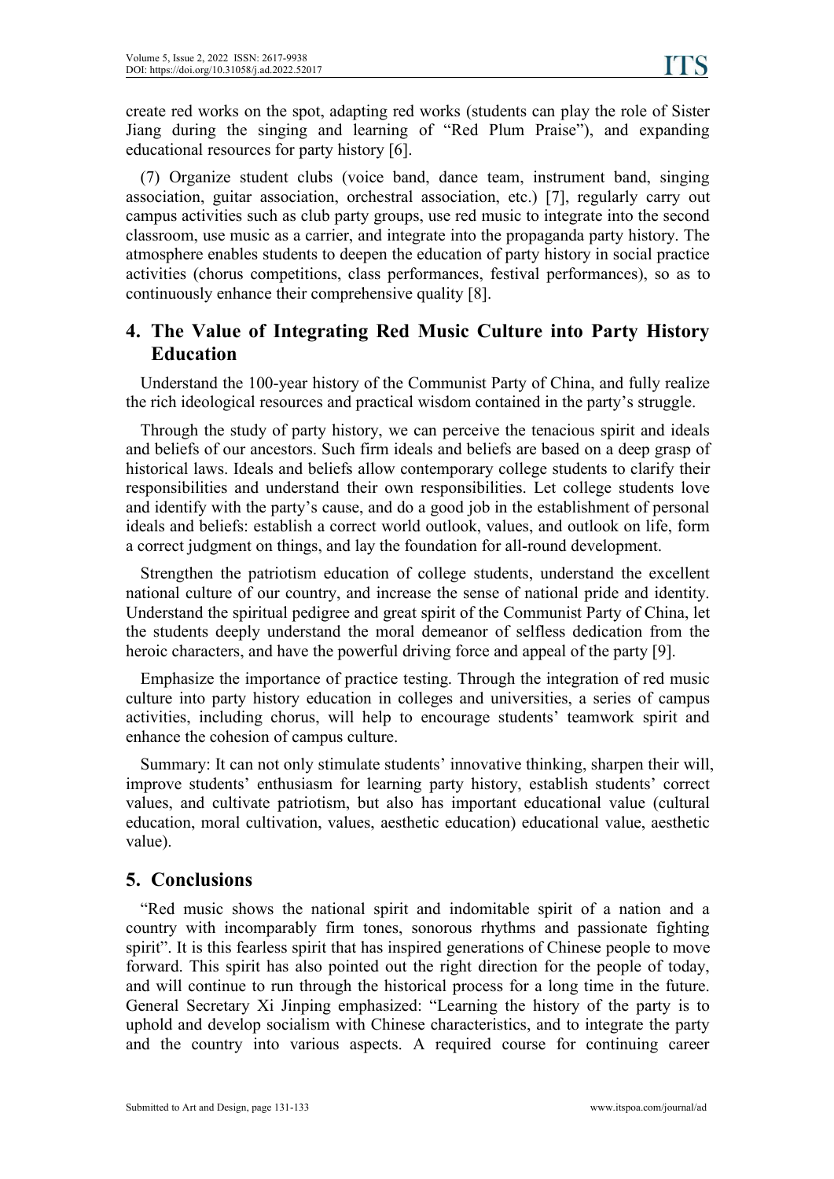create red works on the spot, adapting red works (students can play the role of Sister Jiang during the singing and learning of "Red Plum Praise"), and expanding educational resources for party history [6].

(7) Organize student clubs (voice band, dance team, instrument band, singing association, guitar association, orchestral association, etc.) [7], regularly carry out campus activities such as club party groups, use red music to integrate into the second classroom, use music as a carrier, and integrate into the propaganda party history. The atmosphere enables students to deepen the education of party history in social practice activities (chorus competitions, class performances, festival performances), so as to continuously enhance their comprehensive quality [8].

## 4. The Value of Integrating Red Music Culture into Party History Education

Understand the 100-year history of the Communist Party of China, and fully realize the rich ideological resources and practical wisdom contained in the party's struggle.

Through the study of party history, we can perceive the tenacious spirit and ideals and beliefs of our ancestors. Such firm ideals and beliefs are based on a deep grasp of historical laws. Ideals and beliefs allow contemporary college students to clarify their responsibilities and understand their own responsibilities. Let college students love and identify with the party's cause, and do a good job in the establishment of personal ideals and beliefs: establish a correct world outlook, values, and outlook on life, form a correct judgment on things, and lay the foundation for all-round development.

Strengthen the patriotism education of college students, understand the excellent national culture of our country, and increase the sense of national pride and identity. Understand the spiritual pedigree and great spirit of the Communist Party of China, let the students deeply understand the moral demeanor of selfless dedication from the heroic characters, and have the powerful driving force and appeal of the party [9].

Emphasize the importance of practice testing. Through the integration of red music culture into party history education in colleges and universities, a series of campus activities, including chorus, will help to encourage students' teamwork spirit and enhance the cohesion of campus culture.

Summary: It can not only stimulate students' innovative thinking, sharpen their will, improve students' enthusiasm for learning party history, establish students' correct values, and cultivate patriotism, but also has important educational value (cultural education, moral cultivation, values, aesthetic education) educational value, aesthetic value).

## 5. Conclusions

"Red music shows the national spirit and indomitable spirit of a nation and a country with incomparably firm tones, sonorous rhythms and passionate fighting spirit". It is this fearless spirit that has inspired generations of Chinese people to move forward. This spirit has also pointed out the right direction for the people of today, and will continue to run through the historical process for a long time in the future. General Secretary Xi Jinping emphasized: "Learning the history of the party is to uphold and develop socialism with Chinese characteristics, and to integrate the party and the country into various aspects. A required course for continuing career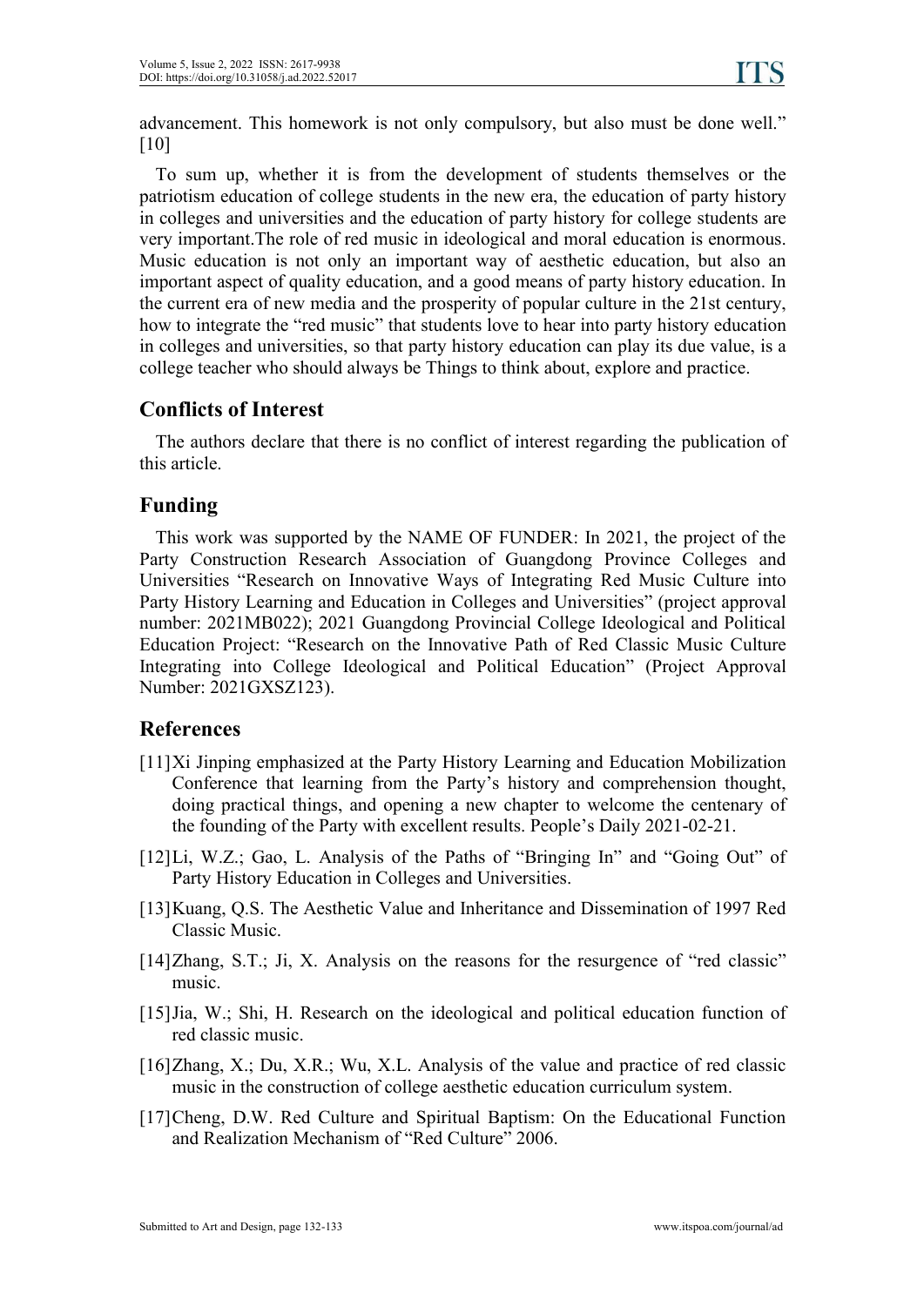advancement. This homework is not only compulsory, but also must be done well." [10]

To sum up, whether it is from the development of students themselves or the patriotism education of college students in the new era, the education of party history in colleges and universities and the education of party history for college students are very important.The role of red music in ideological and moral education is enormous. Music education is not only an important way of aesthetic education, but also an important aspect of quality education, and a good means of party history education. In the current era of new media and the prosperity of popular culture in the 21st century, how to integrate the "red music" that students love to hear into party history education in colleges and universities, so that party history education can play its due value, is a college teacher who should always be Things to think about, explore and practice.

## Conflicts of Interest

The authors declare that there is no conflict of interest regarding the publication of this article.

## Funding

This work was supported by the NAME OF FUNDER: In 2021, the project of the Party Construction Research Association of Guangdong Province Colleges and Universities "Research on Innovative Ways of Integrating Red Music Culture into Party History Learning and Education in Colleges and Universities" (project approval number: 2021MB022); 2021 Guangdong Provincial College Ideological and Political Education Project: "Research on the Innovative Path of Red Classic Music Culture Integrating into College Ideological and Political Education" (Project Approval Number: 2021GXSZ123).

## References

[11] Xi Jinping emphasized at the Party History Learning and Education Mobilization Conference that learning from the Party's history and comprehension thought, doing practical things, and opening a new chapter to welcome the centenary of the founding of the Party with excellent results. People's Daily 2021-02-21.

[12] Li, W.Z.; Gao, L. Analysis of the Paths of "Bringing In" and "Going Out" of Party History Education in Colleges and Universities.

[13] Kuang, Q.S. The Aesthetic Value and Inheritance and Dissemination of 1997 Red Classic Music.

[14] Zhang, S.T.; Ji, X. Analysis on the reasons for the resurgence of "red classic" music.

[15] Jia, W.; Shi, H. Research on the ideological and political education function of red classic music.

[16] Zhang, X.; Du, X.R.; Wu, X.L. Analysis of the value and practice of red classic music in the construction of college aesthetic education curriculum system.

[17] Cheng, D.W. Red Culture and Spiritual Baptism: On the Educational Function and Realization Mechanism of "Red Culture" 2006.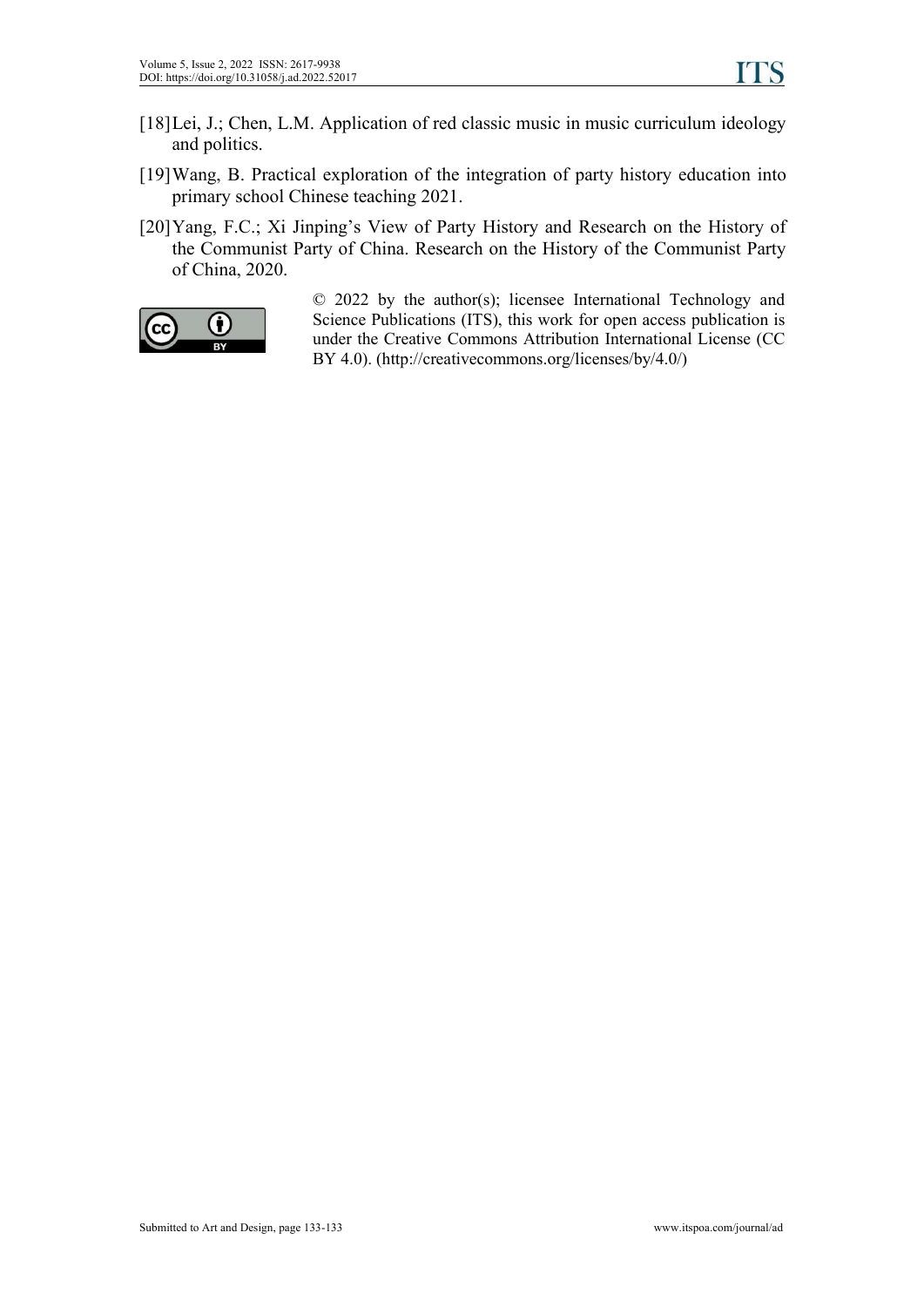[18] Lei, J.; Chen, L.M. Application of red classic music in music curriculum ideology and politics.

[19] Wang, B. Practical exploration of the integration of party history education into primary school Chinese teaching 2021.

[20] Yang, F.C.; Xi Jinping's View of Party History and Research on the History of the Communist Party of China. Research on the History of the Communist Party of China, 2020.

© 2022 by the author(s); licensee International Technology and Science Publications (ITS), this work for open access publication is under the Creative Commons Attribution International License (CC BY 4.0). (http://creativecommons.org/licenses/by/4.0/)